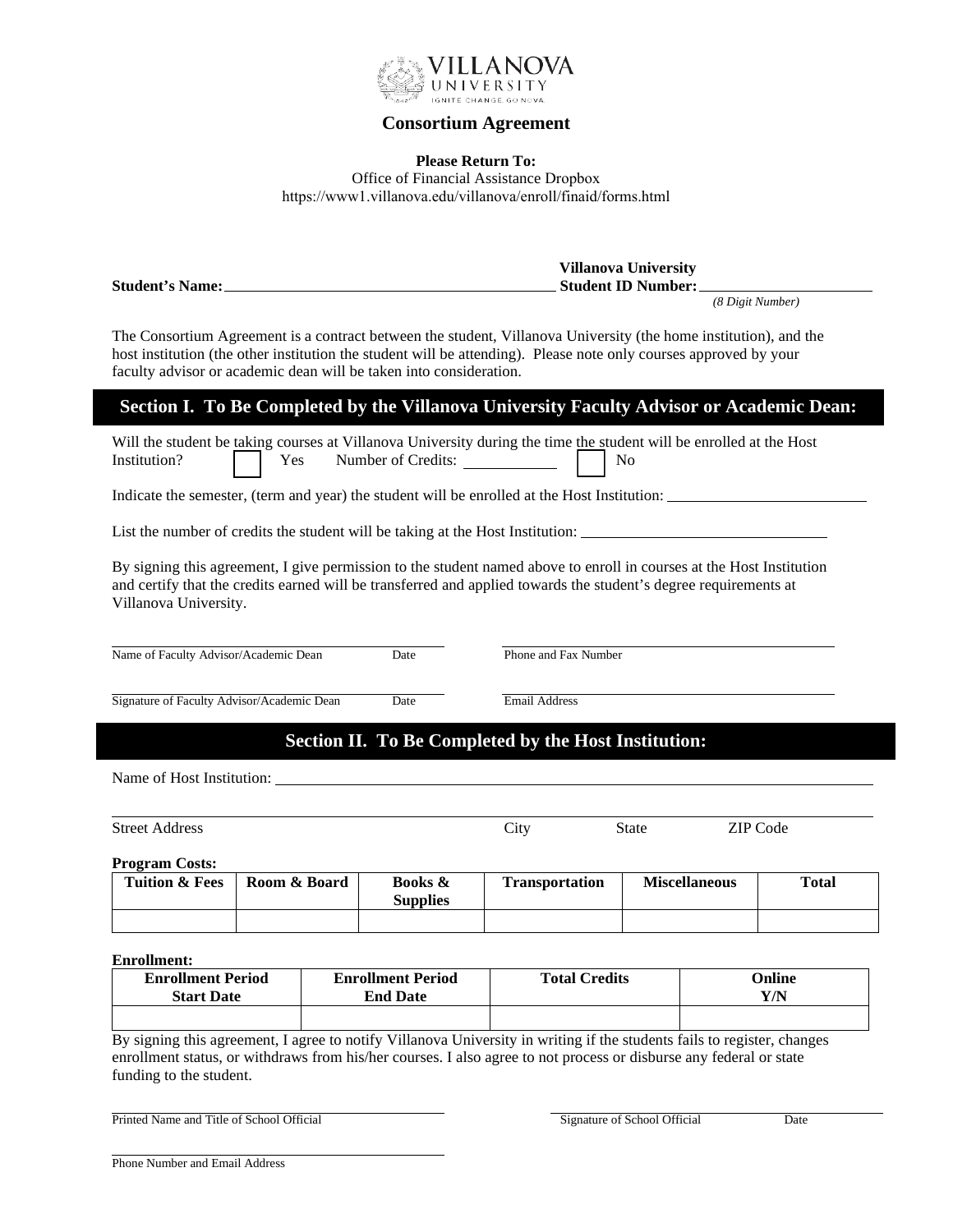VILLANOVA UNIVERSITY
IGNITE CHANGE. GO NOVA.

# Consortium Agreement

**Please Return To:**
Office of Financial Assistance Dropbox
https://www1.villanova.edu/villanova/enroll/finaid/forms.html

**Student's Name:** \_\_\_\_\_\_\_\_\_\_\_\_\_\_\_\_\_\_\_\_\_\_\_\_\_\_\_\_ **Villanova University Student ID Number:** \_\_\_\_\_\_\_\_\_\_\_\_\_\_\_\_
*(8 Digit Number)*

The Consortium Agreement is a contract between the student, Villanova University (the home institution), and the host institution (the other institution the student will be attending). Please note only courses approved by your faculty advisor or academic dean will be taken into consideration.

## Section I. To Be Completed by the Villanova University Faculty Advisor or Academic Dean:

Will the student be taking courses at Villanova University during the time the student will be enrolled at the Host Institution? ☐ Yes Number of Credits: \_\_\_\_\_\_\_\_ ☐ No

Indicate the semester, (term and year) the student will be enrolled at the Host Institution: \_\_\_\_\_\_\_\_\_\_\_\_\_\_\_\_\_\_\_\_

List the number of credits the student will be taking at the Host Institution: \_\_\_\_\_\_\_\_\_\_\_\_\_\_\_\_\_\_\_\_

By signing this agreement, I give permission to the student named above to enroll in courses at the Host Institution and certify that the credits earned will be transferred and applied towards the student's degree requirements at Villanova University.

\_\_\_\_\_\_\_\_\_\_\_\_\_\_\_\_\_\_\_\_\_\_\_\_\_\_\_\_\_\_ \_\_\_\_\_\_\_\_\_\_\_\_\_\_\_\_\_\_\_\_\_\_\_\_\_\_\_\_\_\_
Name of Faculty Advisor/Academic Dean Date Phone and Fax Number

\_\_\_\_\_\_\_\_\_\_\_\_\_\_\_\_\_\_\_\_\_\_\_\_\_\_\_\_\_\_ \_\_\_\_\_\_\_\_\_\_\_\_\_\_\_\_\_\_\_\_\_\_\_\_\_\_\_\_\_\_
Signature of Faculty Advisor/Academic Dean Date Email Address

## Section II. To Be Completed by the Host Institution:

Name of Host Institution: \_\_\_\_\_\_\_\_\_\_\_\_\_\_\_\_\_\_\_\_\_\_\_\_\_\_\_\_\_\_\_\_\_\_\_\_\_\_\_\_

\_\_\_\_\_\_\_\_\_\_\_\_\_\_\_\_\_\_\_\_\_\_\_\_\_\_\_\_\_\_\_\_\_\_\_\_\_\_\_\_\_\_\_\_\_\_\_\_\_\_\_\_\_\_\_\_\_\_
Street Address City State ZIP Code

**Program Costs:**

| Tuition & Fees | Room & Board | Books & Supplies | Transportation | Miscellaneous | Total |
|---|---|---|---|---|---|
| | | | | | |

**Enrollment:**

| Enrollment Period Start Date | Enrollment Period End Date | Total Credits | Online Y/N |
|---|---|---|---|
| | | | |

By signing this agreement, I agree to notify Villanova University in writing if the students fails to register, changes enrollment status, or withdraws from his/her courses. I also agree to not process or disburse any federal or state funding to the student.

\_\_\_\_\_\_\_\_\_\_\_\_\_\_\_\_\_\_\_\_\_\_\_\_\_\_\_\_\_\_ \_\_\_\_\_\_\_\_\_\_\_\_\_\_\_\_\_\_\_\_\_\_\_\_\_\_\_\_\_\_
Printed Name and Title of School Official Signature of School Official Date

\_\_\_\_\_\_\_\_\_\_\_\_\_\_\_\_\_\_\_\_\_\_\_\_\_\_\_\_\_\_
Phone Number and Email Address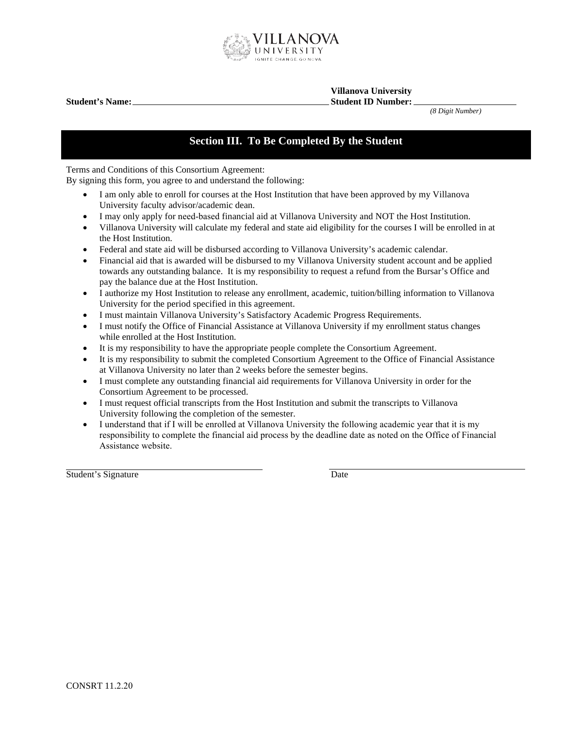**Student's Name:** \_\_\_\_\_\_\_\_\_\_\_\_\_\_\_\_\_\_\_\_\_\_\_\_\_\_\_\_\_\_\_\_\_\_\_\_\_\_\_\_ **Villanova University Student ID Number:** \_\_\_\_\_\_\_\_\_\_\_\_\_\_\_\_\_\_\_\_
*(8 Digit Number)*

## Section III. To Be Completed By the Student

Terms and Conditions of this Consortium Agreement:
By signing this form, you agree to and understand the following:

- I am only able to enroll for courses at the Host Institution that have been approved by my Villanova University faculty advisor/academic dean.
- I may only apply for need-based financial aid at Villanova University and NOT the Host Institution.
- Villanova University will calculate my federal and state aid eligibility for the courses I will be enrolled in at the Host Institution.
- Federal and state aid will be disbursed according to Villanova University's academic calendar.
- Financial aid that is awarded will be disbursed to my Villanova University student account and be applied towards any outstanding balance. It is my responsibility to request a refund from the Bursar's Office and pay the balance due at the Host Institution.
- I authorize my Host Institution to release any enrollment, academic, tuition/billing information to Villanova University for the period specified in this agreement.
- I must maintain Villanova University's Satisfactory Academic Progress Requirements.
- I must notify the Office of Financial Assistance at Villanova University if my enrollment status changes while enrolled at the Host Institution.
- It is my responsibility to have the appropriate people complete the Consortium Agreement.
- It is my responsibility to submit the completed Consortium Agreement to the Office of Financial Assistance at Villanova University no later than 2 weeks before the semester begins.
- I must complete any outstanding financial aid requirements for Villanova University in order for the Consortium Agreement to be processed.
- I must request official transcripts from the Host Institution and submit the transcripts to Villanova University following the completion of the semester.
- I understand that if I will be enrolled at Villanova University the following academic year that it is my responsibility to complete the financial aid process by the deadline date as noted on the Office of Financial Assistance website.

\_\_\_\_\_\_\_\_\_\_\_\_\_\_\_\_\_\_\_\_\_\_\_\_\_\_\_\_\_\_\_\_\_\_\_\_\_\_\_\_ \_\_\_\_\_\_\_\_\_\_\_\_\_\_\_\_\_\_\_\_\_\_\_\_\_\_\_\_\_\_\_\_\_\_\_\_\_\_\_\_
Student's Signature Date

CONSRT 11.2.20